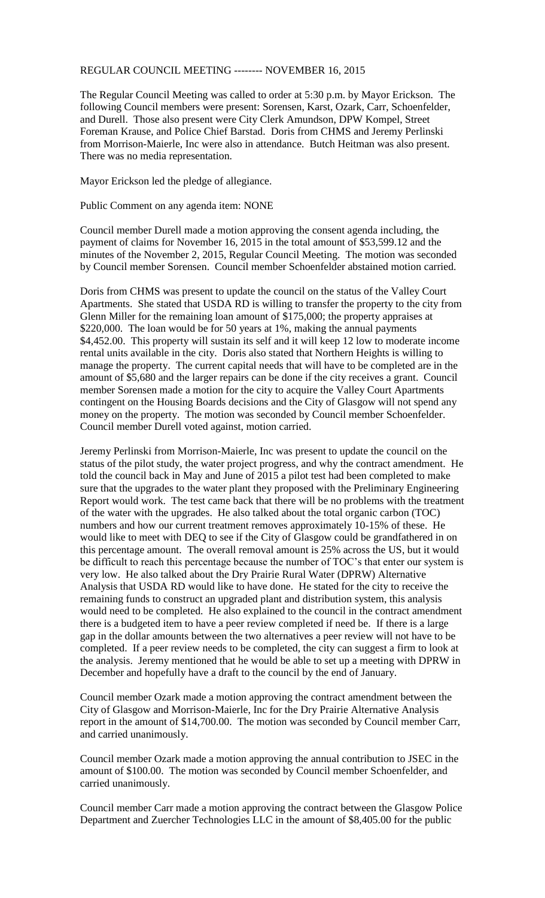REGULAR COUNCIL MEETING -------- NOVEMBER 16, 2015

The Regular Council Meeting was called to order at 5:30 p.m. by Mayor Erickson. The following Council members were present: Sorensen, Karst, Ozark, Carr, Schoenfelder, and Durell. Those also present were City Clerk Amundson, DPW Kompel, Street Foreman Krause, and Police Chief Barstad. Doris from CHMS and Jeremy Perlinski from Morrison-Maierle, Inc were also in attendance. Butch Heitman was also present. There was no media representation.

Mayor Erickson led the pledge of allegiance.

Public Comment on any agenda item: NONE

Council member Durell made a motion approving the consent agenda including, the payment of claims for November 16, 2015 in the total amount of $53,599.12 and the minutes of the November 2, 2015, Regular Council Meeting. The motion was seconded by Council member Sorensen. Council member Schoenfelder abstained motion carried.

Doris from CHMS was present to update the council on the status of the Valley Court Apartments. She stated that USDA RD is willing to transfer the property to the city from Glenn Miller for the remaining loan amount of $175,000; the property appraises at $220,000. The loan would be for 50 years at 1%, making the annual payments $4,452.00. This property will sustain its self and it will keep 12 low to moderate income rental units available in the city. Doris also stated that Northern Heights is willing to manage the property. The current capital needs that will have to be completed are in the amount of $5,680 and the larger repairs can be done if the city receives a grant. Council member Sorensen made a motion for the city to acquire the Valley Court Apartments contingent on the Housing Boards decisions and the City of Glasgow will not spend any money on the property. The motion was seconded by Council member Schoenfelder. Council member Durell voted against, motion carried.

Jeremy Perlinski from Morrison-Maierle, Inc was present to update the council on the status of the pilot study, the water project progress, and why the contract amendment. He told the council back in May and June of 2015 a pilot test had been completed to make sure that the upgrades to the water plant they proposed with the Preliminary Engineering Report would work. The test came back that there will be no problems with the treatment of the water with the upgrades. He also talked about the total organic carbon (TOC) numbers and how our current treatment removes approximately 10-15% of these. He would like to meet with DEQ to see if the City of Glasgow could be grandfathered in on this percentage amount. The overall removal amount is 25% across the US, but it would be difficult to reach this percentage because the number of TOC's that enter our system is very low. He also talked about the Dry Prairie Rural Water (DPRW) Alternative Analysis that USDA RD would like to have done. He stated for the city to receive the remaining funds to construct an upgraded plant and distribution system, this analysis would need to be completed. He also explained to the council in the contract amendment there is a budgeted item to have a peer review completed if need be. If there is a large gap in the dollar amounts between the two alternatives a peer review will not have to be completed. If a peer review needs to be completed, the city can suggest a firm to look at the analysis. Jeremy mentioned that he would be able to set up a meeting with DPRW in December and hopefully have a draft to the council by the end of January.

Council member Ozark made a motion approving the contract amendment between the City of Glasgow and Morrison-Maierle, Inc for the Dry Prairie Alternative Analysis report in the amount of $14,700.00. The motion was seconded by Council member Carr, and carried unanimously.

Council member Ozark made a motion approving the annual contribution to JSEC in the amount of $100.00. The motion was seconded by Council member Schoenfelder, and carried unanimously.

Council member Carr made a motion approving the contract between the Glasgow Police Department and Zuercher Technologies LLC in the amount of $8,405.00 for the public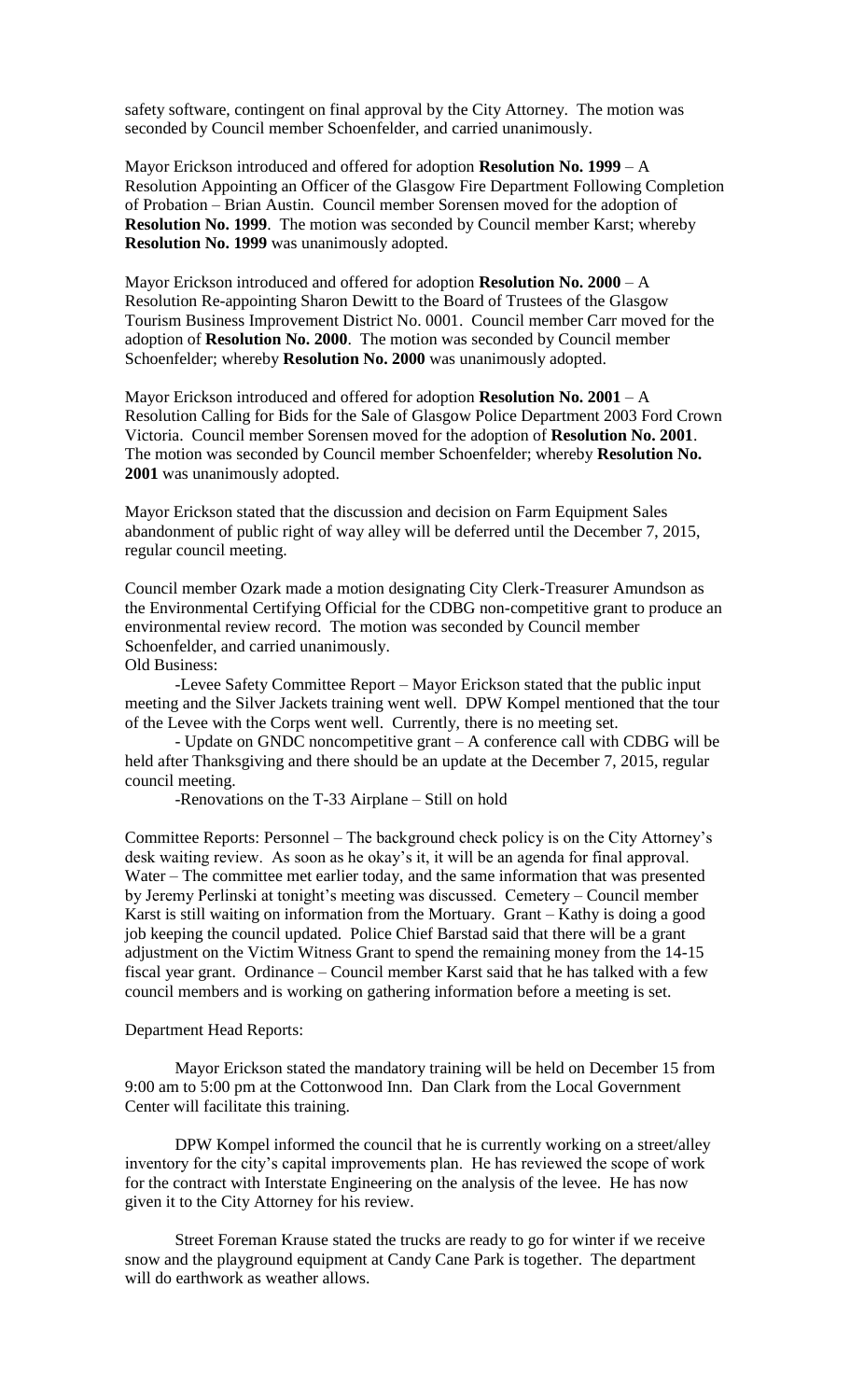safety software, contingent on final approval by the City Attorney. The motion was seconded by Council member Schoenfelder, and carried unanimously.

Mayor Erickson introduced and offered for adoption **Resolution No. 1999** – A Resolution Appointing an Officer of the Glasgow Fire Department Following Completion of Probation – Brian Austin. Council member Sorensen moved for the adoption of **Resolution No. 1999**. The motion was seconded by Council member Karst; whereby **Resolution No. 1999** was unanimously adopted.

Mayor Erickson introduced and offered for adoption **Resolution No. 2000** – A Resolution Re-appointing Sharon Dewitt to the Board of Trustees of the Glasgow Tourism Business Improvement District No. 0001. Council member Carr moved for the adoption of **Resolution No. 2000**. The motion was seconded by Council member Schoenfelder; whereby **Resolution No. 2000** was unanimously adopted.

Mayor Erickson introduced and offered for adoption **Resolution No. 2001** – A Resolution Calling for Bids for the Sale of Glasgow Police Department 2003 Ford Crown Victoria. Council member Sorensen moved for the adoption of **Resolution No. 2001**. The motion was seconded by Council member Schoenfelder; whereby **Resolution No. 2001** was unanimously adopted.

Mayor Erickson stated that the discussion and decision on Farm Equipment Sales abandonment of public right of way alley will be deferred until the December 7, 2015, regular council meeting.

Council member Ozark made a motion designating City Clerk-Treasurer Amundson as the Environmental Certifying Official for the CDBG non-competitive grant to produce an environmental review record. The motion was seconded by Council member Schoenfelder, and carried unanimously.

Old Business:

-Levee Safety Committee Report – Mayor Erickson stated that the public input meeting and the Silver Jackets training went well. DPW Kompel mentioned that the tour of the Levee with the Corps went well. Currently, there is no meeting set.

- Update on GNDC noncompetitive grant – A conference call with CDBG will be held after Thanksgiving and there should be an update at the December 7, 2015, regular council meeting.

-Renovations on the T-33 Airplane – Still on hold

Committee Reports: Personnel – The background check policy is on the City Attorney's desk waiting review. As soon as he okay's it, it will be an agenda for final approval. Water – The committee met earlier today, and the same information that was presented by Jeremy Perlinski at tonight's meeting was discussed. Cemetery – Council member Karst is still waiting on information from the Mortuary. Grant – Kathy is doing a good job keeping the council updated. Police Chief Barstad said that there will be a grant adjustment on the Victim Witness Grant to spend the remaining money from the 14-15 fiscal year grant. Ordinance – Council member Karst said that he has talked with a few council members and is working on gathering information before a meeting is set.

Department Head Reports:

Mayor Erickson stated the mandatory training will be held on December 15 from 9:00 am to 5:00 pm at the Cottonwood Inn. Dan Clark from the Local Government Center will facilitate this training.

DPW Kompel informed the council that he is currently working on a street/alley inventory for the city's capital improvements plan. He has reviewed the scope of work for the contract with Interstate Engineering on the analysis of the levee. He has now given it to the City Attorney for his review.

Street Foreman Krause stated the trucks are ready to go for winter if we receive snow and the playground equipment at Candy Cane Park is together. The department will do earthwork as weather allows.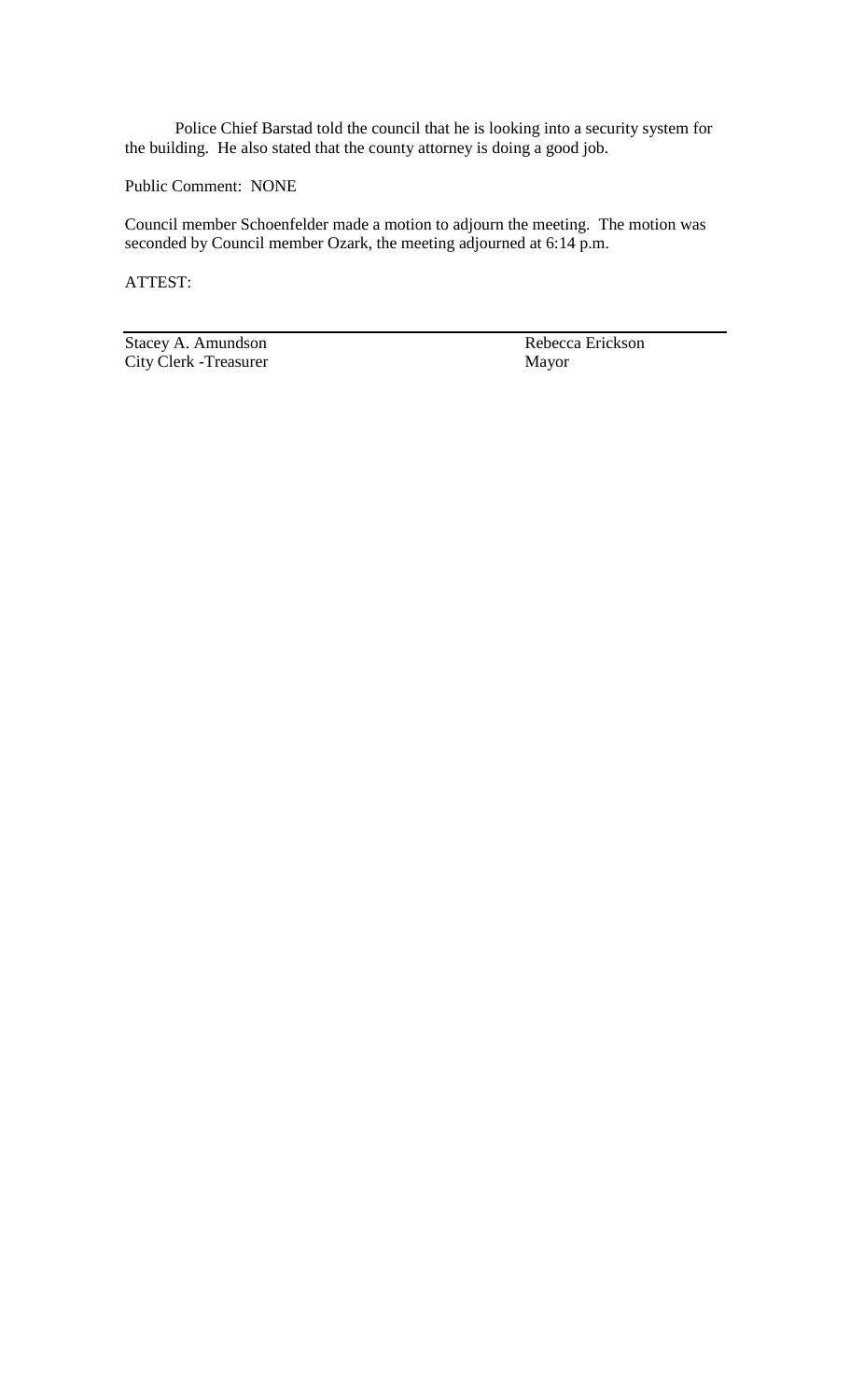Police Chief Barstad told the council that he is looking into a security system for the building. He also stated that the county attorney is doing a good job.

Public Comment: NONE

Council member Schoenfelder made a motion to adjourn the meeting. The motion was seconded by Council member Ozark, the meeting adjourned at 6:14 p.m.

ATTEST:

Stacey A. Amundson  
City Clerk -Treasurer

Rebecca Erickson  
Mayor